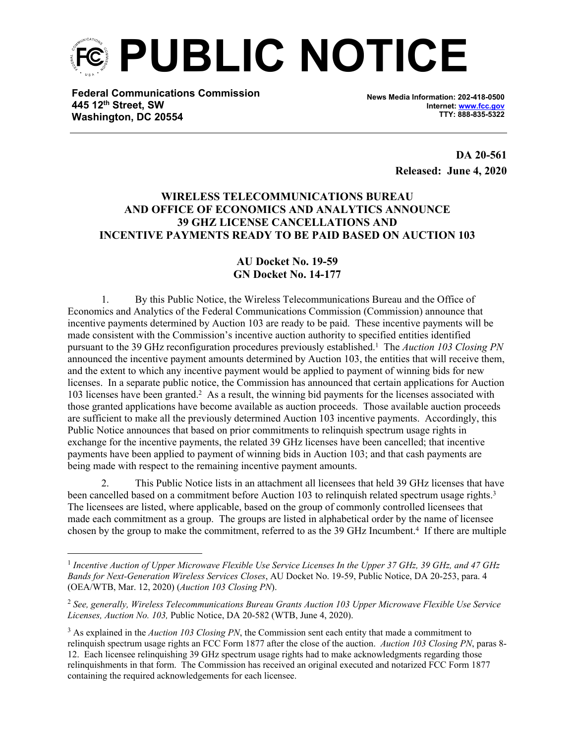# PUBLIC NOTICE

**Federal Communications Commission**
**445 12th Street, SW**
**Washington, DC 20554**

**News Media Information: 202-418-0500**
**Internet: www.fcc.gov**
**TTY: 888-835-5322**

**DA 20-561**
**Released: June 4, 2020**

**WIRELESS TELECOMMUNICATIONS BUREAU AND OFFICE OF ECONOMICS AND ANALYTICS ANNOUNCE 39 GHZ LICENSE CANCELLATIONS AND INCENTIVE PAYMENTS READY TO BE PAID BASED ON AUCTION 103**

**AU Docket No. 19-59**
**GN Docket No. 14-177**

1. By this Public Notice, the Wireless Telecommunications Bureau and the Office of Economics and Analytics of the Federal Communications Commission (Commission) announce that incentive payments determined by Auction 103 are ready to be paid. These incentive payments will be made consistent with the Commission's incentive auction authority to specified entities identified pursuant to the 39 GHz reconfiguration procedures previously established.[1] The *Auction 103 Closing PN* announced the incentive payment amounts determined by Auction 103, the entities that will receive them, and the extent to which any incentive payment would be applied to payment of winning bids for new licenses. In a separate public notice, the Commission has announced that certain applications for Auction 103 licenses have been granted.[2] As a result, the winning bid payments for the licenses associated with those granted applications have become available as auction proceeds. Those available auction proceeds are sufficient to make all the previously determined Auction 103 incentive payments. Accordingly, this Public Notice announces that based on prior commitments to relinquish spectrum usage rights in exchange for the incentive payments, the related 39 GHz licenses have been cancelled; that incentive payments have been applied to payment of winning bids in Auction 103; and that cash payments are being made with respect to the remaining incentive payment amounts.

2. This Public Notice lists in an attachment all licensees that held 39 GHz licenses that have been cancelled based on a commitment before Auction 103 to relinquish related spectrum usage rights.[3] The licensees are listed, where applicable, based on the group of commonly controlled licensees that made each commitment as a group. The groups are listed in alphabetical order by the name of licensee chosen by the group to make the commitment, referred to as the 39 GHz Incumbent.[4] If there are multiple

---

[1] *Incentive Auction of Upper Microwave Flexible Use Service Licenses In the Upper 37 GHz, 39 GHz, and 47 GHz Bands for Next-Generation Wireless Services Closes*, AU Docket No. 19-59, Public Notice, DA 20-253, para. 4 (OEA/WTB, Mar. 12, 2020) (*Auction 103 Closing PN*).

[2] *See, generally, Wireless Telecommunications Bureau Grants Auction 103 Upper Microwave Flexible Use Service Licenses, Auction No. 103,* Public Notice, DA 20-582 (WTB, June 4, 2020).

[3] As explained in the *Auction 103 Closing PN*, the Commission sent each entity that made a commitment to relinquish spectrum usage rights an FCC Form 1877 after the close of the auction. *Auction 103 Closing PN*, paras 8-12. Each licensee relinquishing 39 GHz spectrum usage rights had to make acknowledgments regarding those relinquishments in that form. The Commission has received an original executed and notarized FCC Form 1877 containing the required acknowledgements for each licensee.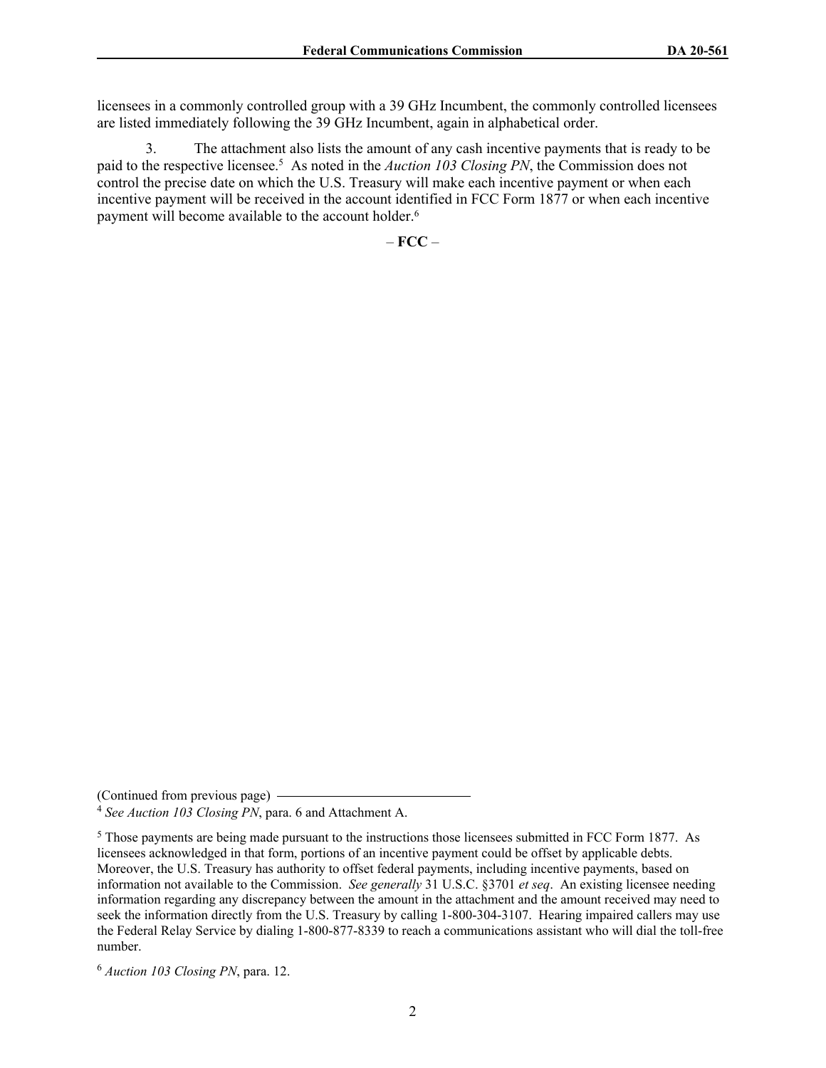licensees in a commonly controlled group with a 39 GHz Incumbent, the commonly controlled licensees are listed immediately following the 39 GHz Incumbent, again in alphabetical order.

3. The attachment also lists the amount of any cash incentive payments that is ready to be paid to the respective licensee.[5] As noted in the *Auction 103 Closing PN*, the Commission does not control the precise date on which the U.S. Treasury will make each incentive payment or when each incentive payment will be received in the account identified in FCC Form 1877 or when each incentive payment will become available to the account holder.[6]

– **FCC** –

(Continued from previous page)

[4] *See Auction 103 Closing PN*, para. 6 and Attachment A.

[5] Those payments are being made pursuant to the instructions those licensees submitted in FCC Form 1877. As licensees acknowledged in that form, portions of an incentive payment could be offset by applicable debts. Moreover, the U.S. Treasury has authority to offset federal payments, including incentive payments, based on information not available to the Commission. *See generally* 31 U.S.C. §3701 *et seq*. An existing licensee needing information regarding any discrepancy between the amount in the attachment and the amount received may need to seek the information directly from the U.S. Treasury by calling 1-800-304-3107. Hearing impaired callers may use the Federal Relay Service by dialing 1-800-877-8339 to reach a communications assistant who will dial the toll-free number.

[6] *Auction 103 Closing PN*, para. 12.